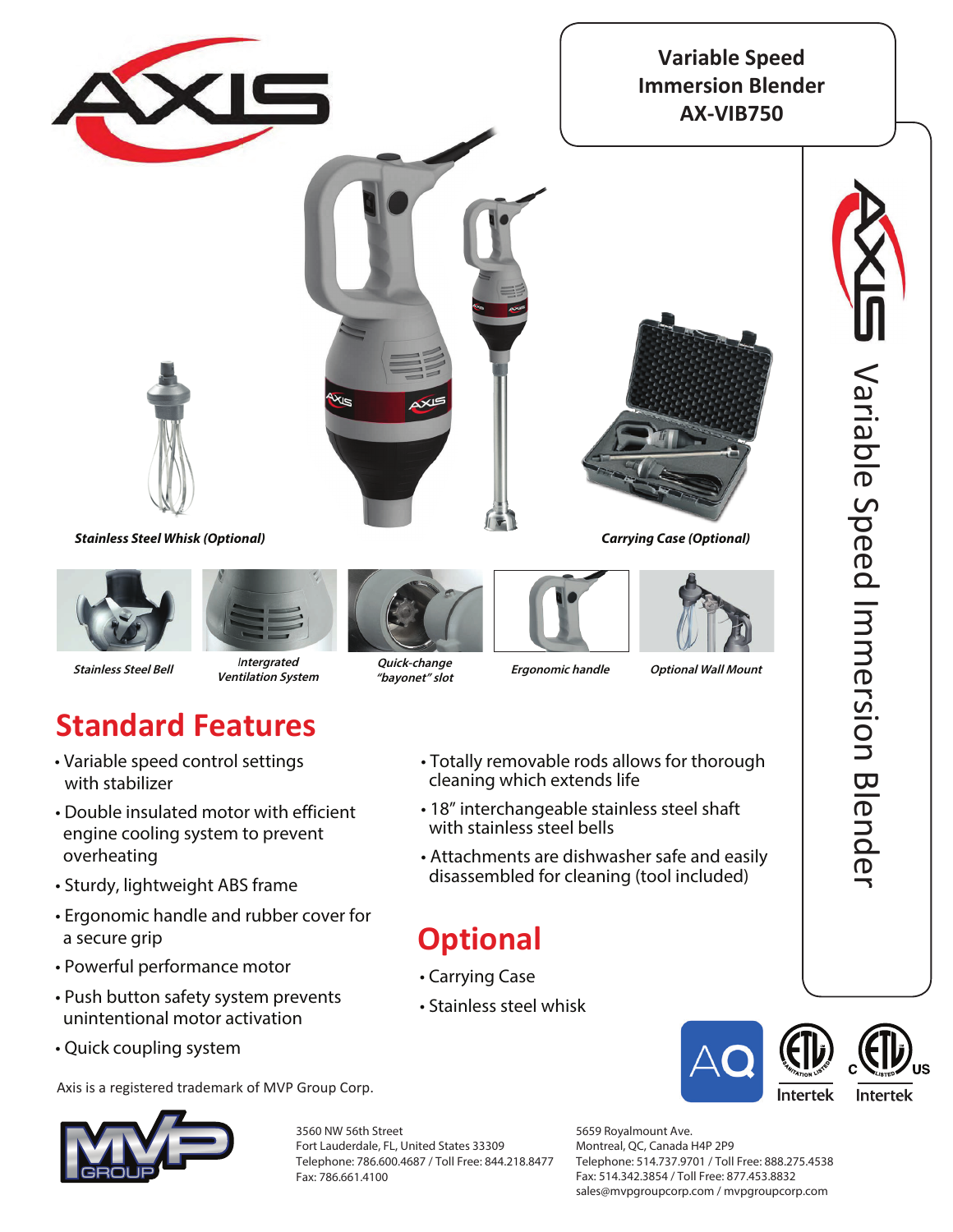# Variable Speed Immersion Blender AX-VIB750

***Stainless Steel Whisk (Optional)***

***Carrying Case (Optional)***

***Stainless Steel Bell***

***Intergrated Ventilation System***

***Quick-change "bayonet" slot***

***Ergonomic handle***

***Optional Wall Mount***

Variable Speed Immersion Blender

## Standard Features

- Variable speed control settings with stabilizer
- Double insulated motor with efficient engine cooling system to prevent overheating
- Sturdy, lightweight ABS frame
- Ergonomic handle and rubber cover for a secure grip
- Powerful performance motor
- Push button safety system prevents unintentional motor activation
- Quick coupling system
- Totally removable rods allows for thorough cleaning which extends life
- 18" interchangeable stainless steel shaft with stainless steel bells
- Attachments are dishwasher safe and easily disassembled for cleaning (tool included)

## Optional

- Carrying Case
- Stainless steel whisk

AQ

Intertek

Intertek

Axis is a registered trademark of MVP Group Corp.

3560 NW 56th Street
Fort Lauderdale, FL, United States 33309
Telephone: 786.600.4687 / Toll Free: 844.218.8477
Fax: 786.661.4100

5659 Royalmount Ave.
Montreal, QC, Canada H4P 2P9
Telephone: 514.737.9701 / Toll Free: 888.275.4538
Fax: 514.342.3854 / Toll Free: 877.453.8832
sales@mvpgroupcorp.com / mvpgroupcorp.com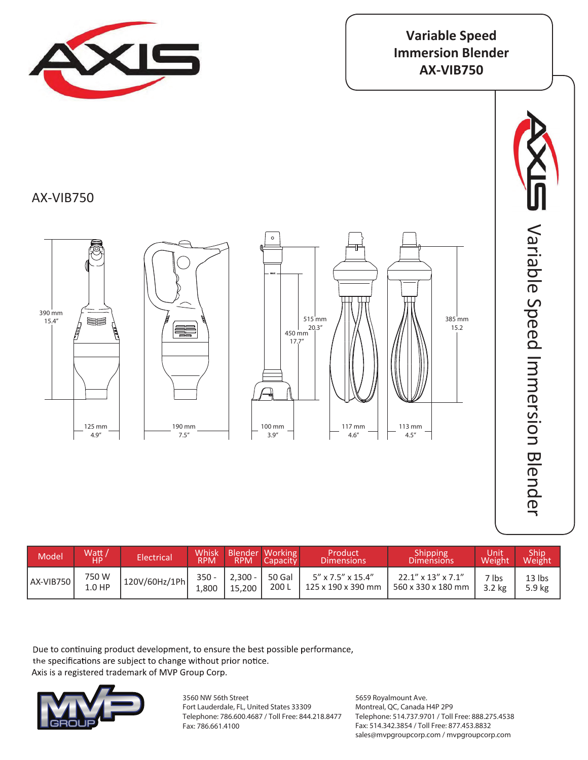# Variable Speed Immersion Blender AX-VIB750

AX-VIB750

390 mm
15.4"

125 mm
4.9"

190 mm
7.5"

515 mm
20.3"

450 mm
17.7"

100 mm
3.9"

117 mm
4.6"

385 mm
15.2

113 mm
4.5"

Variable Speed Immersion Blender

| Model | Watt / HP | Electrical | Whisk RPM | Blender RPM | Working Capacity | Product Dimensions | Shipping Dimensions | Unit Weight | Ship Weight |
|---|---|---|---|---|---|---|---|---|---|
| AX-VIB750 | 750 W 1.0 HP | 120V/60Hz/1Ph | 350 - 1,800 | 2,300 - 15,200 | 50 Gal 200 L | 5" x 7.5" x 15.4" 125 x 190 x 390 mm | 22.1" x 13" x 7.1" 560 x 330 x 180 mm | 7 lbs 3.2 kg | 13 lbs 5.9 kg |

Due to continuing product development, to ensure the best possible performance, the specifications are subject to change without prior notice.
Axis is a registered trademark of MVP Group Corp.

3560 NW 56th Street
Fort Lauderdale, FL, United States 33309
Telephone: 786.600.4687 / Toll Free: 844.218.8477
Fax: 786.661.4100

5659 Royalmount Ave.
Montreal, QC, Canada H4P 2P9
Telephone: 514.737.9701 / Toll Free: 888.275.4538
Fax: 514.342.3854 / Toll Free: 877.453.8832
sales@mvpgroupcorp.com / mvpgroupcorp.com